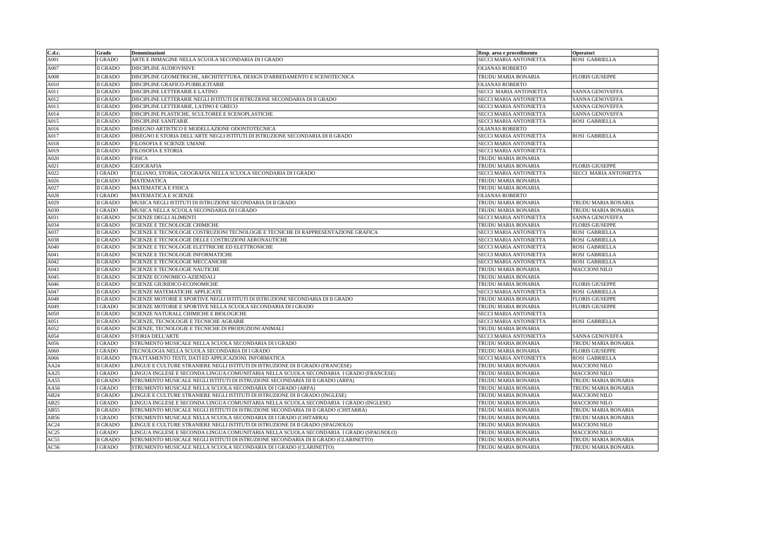| C.d.c. | Grado | Denominazioni | Resp. area e procedimento | Operatori |
|---|---|---|---|---|
| A001 | I GRADO | ARTE E IMMAGINE NELLA SCUOLA SECONDARIA DI I GRADO | SECCI MARIA ANTONIETTA | ROSI GABRIELLA |
| A007 | II GRADO | DISCIPLINE AUDIOVISIVE | OLIANAS ROBERTO | |
| A008 | II GRADO | DISCIPLINE GEOMETRICHE, ARCHITETTURA, DESIGN D'ARREDAMENTO E SCENOTECNICA | TRUDU MARIA BONARIA | FLORIS GIUSEPPE |
| A010 | II GRADO | DISCIPLINE GRAFICO-PUBBLICITARIE | OLIANAS ROBERTO | |
| A011 | II GRADO | DISCIPLINE LETTERARIE E LATINO | SECCI MARIA ANTONIETTA | SANNA GENOVEFFA |
| A012 | II GRADO | DISCIPLINE LETTERARIE NEGLI ISTITUTI DI ISTRUZIONE SECONDARIA DI II GRADO | SECCI MARIA ANTONIETTA | SANNA GENOVEFFA |
| A013 | II GRADO | DISCIPLINE LETTERARIE, LATINO E GRECO | SECCI MARIA ANTONIETTA | SANNA GENOVEFFA |
| A014 | II GRADO | DISCIPLINE PLASTICHE, SCULTOREE E SCENOPLASTICHE | SECCI MARIA ANTONIETTA | SANNA GENOVEFFA |
| A015 | II GRADO | DISCIPLINE SANITARIE | SECCI MARIA ANTONIETTA | ROSI GABRIELLA |
| A016 | II GRADO | DISEGNO ARTISTICO E MODELLAZIONE ODONTOTECNICA | OLIANAS ROBERTO | |
| A017 | II GRADO | DISEGNO E STORIA DELL'ARTE NEGLI ISTITUTI DI ISTRUZIONE SECONDARIA DI II GRADO | SECCI MARIA ANTONIETTA | ROSI GABRIELLA |
| A018 | II GRADO | FILOSOFIA E SCIENZE UMANE | SECCI MARIA ANTONIETTA | |
| A019 | II GRADO | FILOSOFIA E STORIA | SECCI MARIA ANTONIETTA | |
| A020 | II GRADO | FISICA | TRUDU MARIA BONARIA | |
| A021 | II GRADO | GEOGRAFIA | TRUDU MARIA BONARIA | FLORIS GIUSEPPE |
| A022 | I GRADO | ITALIANO, STORIA, GEOGRAFIA NELLA SCUOLA SECONDARIA DI I GRADO | SECCI MARIA ANTONIETTA | SECCI MARIA ANTONIETTA |
| A026 | II GRADO | MATEMATICA | TRUDU MARIA BONARIA | |
| A027 | II GRADO | MATEMATICA E FISICA | TRUDU MARIA BONARIA | |
| A028 | I GRADO | MATEMATICA E SCIENZE | OLIANAS ROBERTO | |
| A029 | II GRADO | MUSICA NEGLI ISTITUTI DI ISTRUZIONE SECONDARIA DI II GRADO | TRUDU MARIA BONARIA | TRUDU MARIA BONARIA |
| A030 | I GRADO | MUSICA NELLA SCUOLA SECONDARIA DI I GRADO | TRUDU MARIA BONARIA | TRUDU MARIA BONARIA |
| A031 | II GRADO | SCIENZE DEGLI ALIMENTI | SECCI MARIA ANTONIETTA | SANNA GENOVEFFA |
| A034 | II GRADO | SCIENZE E TECNOLOGIE CHIMICHE | TRUDU MARIA BONARIA | FLORIS GIUSEPPE |
| A037 | II GRADO | SCIENZE E TECNOLOGIE COSTRUZIONI TECNOLOGIE E TECNICHE DI RAPPRESENTAZIONE GRAFICA | SECCI MARIA ANTONIETTA | ROSI GABRIELLA |
| A038 | II GRADO | SCIENZE E TECNOLOGIE DELLE COSTRUZIONI AERONAUTICHE | SECCI MARIA ANTONIETTA | ROSI GABRIELLA |
| A040 | II GRADO | SCIENZE E TECNOLOGIE ELETTRICHE ED ELETTRONICHE | SECCI MARIA ANTONIETTA | ROSI GABRIELLA |
| A041 | II GRADO | SCIENZE E TECNOLOGIE INFORMATICHE | SECCI MARIA ANTONIETTA | ROSI GABRIELLA |
| A042 | II GRADO | SCIENZE E TECNOLOGIE MECCANICHE | SECCI MARIA ANTONIETTA | ROSI GABRIELLA |
| A043 | II GRADO | SCIENZE E TECNOLOGIE NAUTICHE | TRUDU MARIA BONARIA | MACCIONI NILO |
| A045 | II GRADO | SCIENZE ECONOMICO-AZIENDALI | TRUDU MARIA BONARIA | |
| A046 | II GRADO | SCIENZE GIURIDICO-ECONOMICHE | TRUDU MARIA BONARIA | FLORIS GIUSEPPE |
| A047 | II GRADO | SCIENZE MATEMATICHE APPLICATE | SECCI MARIA ANTONIETTA | ROSI GABRIELLA |
| A048 | II GRADO | SCIENZE MOTORIE E SPORTIVE NEGLI ISTITUTI DI ISTRUZIONE SECONDARIA DI II GRADO | TRUDU MARIA BONARIA | FLORIS GIUSEPPE |
| A049 | I GRADO | SCIENZE MOTORIE E SPORTIVE NELLA SCUOLA SECONDARIA DI I GRADO | TRUDU MARIA BONARIA | FLORIS GIUSEPPE |
| A050 | II GRADO | SCIENZE NATURALI, CHIMICHE E BIOLOGICHE | SECCI MARIA ANTONIETTA | |
| A051 | II GRADO | SCIENZE, TECNOLOGIE E TECNICHE AGRARIE | SECCI MARIA ANTONIETTA | ROSI GABRIELLA |
| A052 | II GRADO | SCIENZE, TECNOLOGIE E TECNICHE DI PRODUZIONI ANIMALI | TRUDU MARIA BONARIA | |
| A054 | II GRADO | STORIA DELL'ARTE | SECCI MARIA ANTONIETTA | SANNA GENOVEFFA |
| A056 | I GRADO | STRUMENTO MUSICALE NELLA SCUOLA SECONDARIA DI I GRADO | TRUDU MARIA BONARIA | TRUDU MARIA BONARIA |
| A060 | I GRADO | TECNOLOGIA NELLA SCUOLA SECONDARIA DI I GRADO | TRUDU MARIA BONARIA | FLORIS GIUSEPPE |
| A066 | II GRADO | TRATTAMENTO TESTI, DATI ED APPLICAZIONI. INFORMATICA | SECCI MARIA ANTONIETTA | ROSI GABRIELLA |
| AA24 | II GRADO | LINGUE E CULTURE STRANIERE NEGLI ISTITUTI DI ISTRUZIONE DI II GRADO (FRANCESE) | TRUDU MARIA BONARIA | MACCIONI NILO |
| AA25 | I GRADO | LINGUA INGLESE E SECONDA LINGUA COMUNITARIA NELLA SCUOLA SECONDARIA I GRADO (FRANCESE) | TRUDU MARIA BONARIA | MACCIONI NILO |
| AA55 | II GRADO | STRUMENTO MUSICALE NEGLI ISTITUTI DI ISTRUZIONE SECONDARIA DI II GRADO (ARPA) | TRUDU MARIA BONARIA | TRUDU MARIA BONARIA |
| AA56 | I GRADO | STRUMENTO MUSICALE NELLA SCUOLA SECONDARIA DI I GRADO (ARPA) | TRUDU MARIA BONARIA | TRUDU MARIA BONARIA |
| AB24 | II GRADO | LINGUE E CULTURE STRANIERE NEGLI ISTITUTI DI ISTRUZIONE DI II GRADO (INGLESE) | TRUDU MARIA BONARIA | MACCIONI NILO |
| AB25 | I GRADO | LINGUA INGLESE E SECONDA LINGUA COMUNITARIA NELLA SCUOLA SECONDARIA I GRADO (INGLESE) | TRUDU MARIA BONARIA | MACCIONI NILO |
| AB55 | II GRADO | STRUMENTO MUSICALE NEGLI ISTITUTI DI ISTRUZIONE SECONDARIA DI II GRADO (CHITARRA) | TRUDU MARIA BONARIA | TRUDU MARIA BONARIA |
| AB56 | I GRADO | STRUMENTO MUSICALE NELLA SCUOLA SECONDARIA DI I GRADO (CHITARRA) | TRUDU MARIA BONARIA | TRUDU MARIA BONARIA |
| AC24 | II GRADO | LINGUE E CULTURE STRANIERE NEGLI ISTITUTI DI ISTRUZIONE DI II GRADO (SPAGNOLO) | TRUDU MARIA BONARIA | MACCIONI NILO |
| AC25 | I GRADO | LINGUA INGLESE E SECONDA LINGUA COMUNITARIA NELLA SCUOLA SECONDARIA I GRADO (SPAGNOLO) | TRUDU MARIA BONARIA | MACCIONI NILO |
| AC55 | II GRADO | STRUMENTO MUSICALE NEGLI ISTITUTI DI ISTRUZIONE SECONDARIA DI II GRADO (CLARINETTO) | TRUDU MARIA BONARIA | TRUDU MARIA BONARIA |
| AC56 | I GRADO | STRUMENTO MUSICALE NELLA SCUOLA SECONDARIA DI I GRADO (CLARINETTO) | TRUDU MARIA BONARIA | TRUDU MARIA BONARIA |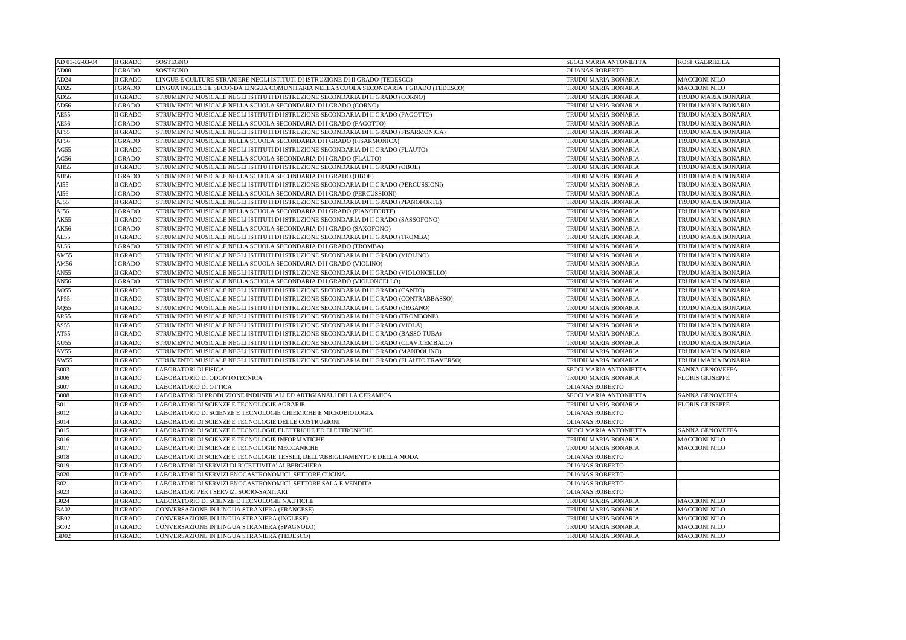| | | | | |
|---|---|---|---|---|
| AD 01-02-03-04 | II GRADO | SOSTEGNO | SECCI MARIA ANTONIETTA | ROSI GABRIELLA |
| AD00 | I GRADO | SOSTEGNO | OLIANAS ROBERTO | |
| AD24 | II GRADO | LINGUE E CULTURE STRANIERE NEGLI ISTITUTI DI ISTRUZIONE DI II GRADO (TEDESCO) | TRUDU MARIA BONARIA | MACCIONI NILO |
| AD25 | I GRADO | LINGUA INGLESE E SECONDA LINGUA COMUNITARIA NELLA SCUOLA SECONDARIA I GRADO (TEDESCO) | TRUDU MARIA BONARIA | MACCIONI NILO |
| AD55 | II GRADO | STRUMENTO MUSICALE NEGLI ISTITUTI DI ISTRUZIONE SECONDARIA DI II GRADO (CORNO) | TRUDU MARIA BONARIA | TRUDU MARIA BONARIA |
| AD56 | I GRADO | STRUMENTO MUSICALE NELLA SCUOLA SECONDARIA DI I GRADO (CORNO) | TRUDU MARIA BONARIA | TRUDU MARIA BONARIA |
| AE55 | II GRADO | STRUMENTO MUSICALE NEGLI ISTITUTI DI ISTRUZIONE SECONDARIA DI II GRADO (FAGOTTO) | TRUDU MARIA BONARIA | TRUDU MARIA BONARIA |
| AE56 | I GRADO | STRUMENTO MUSICALE NELLA SCUOLA SECONDARIA DI I GRADO (FAGOTTO) | TRUDU MARIA BONARIA | TRUDU MARIA BONARIA |
| AF55 | II GRADO | STRUMENTO MUSICALE NEGLI ISTITUTI DI ISTRUZIONE SECONDARIA DI II GRADO (FISARMONICA) | TRUDU MARIA BONARIA | TRUDU MARIA BONARIA |
| AF56 | I GRADO | STRUMENTO MUSICALE NELLA SCUOLA SECONDARIA DI I GRADO (FISARMONICA) | TRUDU MARIA BONARIA | TRUDU MARIA BONARIA |
| AG55 | II GRADO | STRUMENTO MUSICALE NEGLI ISTITUTI DI ISTRUZIONE SECONDARIA DI II GRADO (FLAUTO) | TRUDU MARIA BONARIA | TRUDU MARIA BONARIA |
| AG56 | I GRADO | STRUMENTO MUSICALE NELLA SCUOLA SECONDARIA DI I GRADO (FLAUTO) | TRUDU MARIA BONARIA | TRUDU MARIA BONARIA |
| AH55 | II GRADO | STRUMENTO MUSICALE NEGLI ISTITUTI DI ISTRUZIONE SECONDARIA DI II GRADO (OBOE) | TRUDU MARIA BONARIA | TRUDU MARIA BONARIA |
| AH56 | I GRADO | STRUMENTO MUSICALE NELLA SCUOLA SECONDARIA DI I GRADO (OBOE) | TRUDU MARIA BONARIA | TRUDU MARIA BONARIA |
| AI55 | II GRADO | STRUMENTO MUSICALE NEGLI ISTITUTI DI ISTRUZIONE SECONDARIA DI II GRADO (PERCUSSIONI) | TRUDU MARIA BONARIA | TRUDU MARIA BONARIA |
| AI56 | I GRADO | STRUMENTO MUSICALE NELLA SCUOLA SECONDARIA DI I GRADO (PERCUSSIONI) | TRUDU MARIA BONARIA | TRUDU MARIA BONARIA |
| AJ55 | II GRADO | STRUMENTO MUSICALE NEGLI ISTITUTI DI ISTRUZIONE SECONDARIA DI II GRADO (PIANOFORTE) | TRUDU MARIA BONARIA | TRUDU MARIA BONARIA |
| AJ56 | I GRADO | STRUMENTO MUSICALE NELLA SCUOLA SECONDARIA DI I GRADO (PIANOFORTE) | TRUDU MARIA BONARIA | TRUDU MARIA BONARIA |
| AK55 | II GRADO | STRUMENTO MUSICALE NEGLI ISTITUTI DI ISTRUZIONE SECONDARIA DI II GRADO (SASSOFONO) | TRUDU MARIA BONARIA | TRUDU MARIA BONARIA |
| AK56 | I GRADO | STRUMENTO MUSICALE NELLA SCUOLA SECONDARIA DI I GRADO (SAXOFONO) | TRUDU MARIA BONARIA | TRUDU MARIA BONARIA |
| AL55 | II GRADO | STRUMENTO MUSICALE NEGLI ISTITUTI DI ISTRUZIONE SECONDARIA DI II GRADO (TROMBA) | TRUDU MARIA BONARIA | TRUDU MARIA BONARIA |
| AL56 | I GRADO | STRUMENTO MUSICALE NELLA SCUOLA SECONDARIA DI I GRADO (TROMBA) | TRUDU MARIA BONARIA | TRUDU MARIA BONARIA |
| AM55 | II GRADO | STRUMENTO MUSICALE NEGLI ISTITUTI DI ISTRUZIONE SECONDARIA DI II GRADO (VIOLINO) | TRUDU MARIA BONARIA | TRUDU MARIA BONARIA |
| AM56 | I GRADO | STRUMENTO MUSICALE NELLA SCUOLA SECONDARIA DI I GRADO (VIOLINO) | TRUDU MARIA BONARIA | TRUDU MARIA BONARIA |
| AN55 | II GRADO | STRUMENTO MUSICALE NEGLI ISTITUTI DI ISTRUZIONE SECONDARIA DI II GRADO (VIOLONCELLO) | TRUDU MARIA BONARIA | TRUDU MARIA BONARIA |
| AN56 | I GRADO | STRUMENTO MUSICALE NELLA SCUOLA SECONDARIA DI I GRADO (VIOLONCELLO) | TRUDU MARIA BONARIA | TRUDU MARIA BONARIA |
| AO55 | II GRADO | STRUMENTO MUSICALE NEGLI ISTITUTI DI ISTRUZIONE SECONDARIA DI II GRADO (CANTO) | TRUDU MARIA BONARIA | TRUDU MARIA BONARIA |
| AP55 | II GRADO | STRUMENTO MUSICALE NEGLI ISTITUTI DI ISTRUZIONE SECONDARIA DI II GRADO (CONTRABBASSO) | TRUDU MARIA BONARIA | TRUDU MARIA BONARIA |
| AQ55 | II GRADO | STRUMENTO MUSICALE NEGLI ISTITUTI DI ISTRUZIONE SECONDARIA DI II GRADO (ORGANO) | TRUDU MARIA BONARIA | TRUDU MARIA BONARIA |
| AR55 | II GRADO | STRUMENTO MUSICALE NEGLI ISTITUTI DI ISTRUZIONE SECONDARIA DI II GRADO (TROMBONE) | TRUDU MARIA BONARIA | TRUDU MARIA BONARIA |
| AS55 | II GRADO | STRUMENTO MUSICALE NEGLI ISTITUTI DI ISTRUZIONE SECONDARIA DI II GRADO (VIOLA) | TRUDU MARIA BONARIA | TRUDU MARIA BONARIA |
| AT55 | II GRADO | STRUMENTO MUSICALE NEGLI ISTITUTI DI ISTRUZIONE SECONDARIA DI II GRADO (BASSO TUBA) | TRUDU MARIA BONARIA | TRUDU MARIA BONARIA |
| AU55 | II GRADO | STRUMENTO MUSICALE NEGLI ISTITUTI DI ISTRUZIONE SECONDARIA DI II GRADO (CLAVICEMBALO) | TRUDU MARIA BONARIA | TRUDU MARIA BONARIA |
| AV55 | II GRADO | STRUMENTO MUSICALE NEGLI ISTITUTI DI ISTRUZIONE SECONDARIA DI II GRADO (MANDOLINO) | TRUDU MARIA BONARIA | TRUDU MARIA BONARIA |
| AW55 | II GRADO | STRUMENTO MUSICALE NEGLI ISTITUTI DI ISTRUZIONE SECONDARIA DI II GRADO (FLAUTO TRAVERSO) | TRUDU MARIA BONARIA | TRUDU MARIA BONARIA |
| B003 | II GRADO | LABORATORI DI FISICA | SECCI MARIA ANTONIETTA | SANNA GENOVEFFA |
| B006 | II GRADO | LABORATORIO DI ODONTOTECNICA | TRUDU MARIA BONARIA | FLORIS GIUSEPPE |
| B007 | II GRADO | LABORATORIO DI OTTICA | OLIANAS ROBERTO | |
| B008 | II GRADO | LABORATORI DI PRODUZIONE INDUSTRIALI ED ARTIGIANALI DELLA CERAMICA | SECCI MARIA ANTONIETTA | SANNA GENOVEFFA |
| B011 | II GRADO | LABORATORI DI SCIENZE E TECNOLOGIE AGRARIE | TRUDU MARIA BONARIA | FLORIS GIUSEPPE |
| B012 | II GRADO | LABORATORIO DI SCIENZE E TECNOLOGIE CHIEMICHE E MICROBIOLOGIA | OLIANAS ROBERTO | |
| B014 | II GRADO | LABORATORI DI SCIENZE E TECNOLOGIE DELLE COSTRUZIONI | OLIANAS ROBERTO | |
| B015 | II GRADO | LABORATORI DI SCIENZE E TECNOLOGIE ELETTRICHE ED ELETTRONICHE | SECCI MARIA ANTONIETTA | SANNA GENOVEFFA |
| B016 | II GRADO | LABORATORI DI SCIENZE E TECNOLOGIE INFORMATICHE | TRUDU MARIA BONARIA | MACCIONI NILO |
| B017 | II GRADO | LABORATORI DI SCIENZE E TECNOLOGIE MECCANICHE | TRUDU MARIA BONARIA | MACCIONI NILO |
| B018 | II GRADO | LABORATORI DI SCIENZE E TECNOLOGIE TESSILI, DELL'ABBIGLIAMENTO E DELLA MODA | OLIANAS ROBERTO | |
| B019 | II GRADO | LABORATORI DI SERVIZI DI RICETTIVITA' ALBERGHIERA | OLIANAS ROBERTO | |
| B020 | II GRADO | LABORATORI DI SERVIZI ENOGASTRONOMICI, SETTORE CUCINA | OLIANAS ROBERTO | |
| B021 | II GRADO | LABORATORI DI SERVIZI ENOGASTRONOMICI, SETTORE SALA E VENDITA | OLIANAS ROBERTO | |
| B023 | II GRADO | LABORATORI PER I SERVIZI SOCIO-SANITARI | OLIANAS ROBERTO | |
| B024 | II GRADO | LABORATORIO DI SCIENZE E TECNOLOGIE NAUTICHE | TRUDU MARIA BONARIA | MACCIONI NILO |
| BA02 | II GRADO | CONVERSAZIONE IN LINGUA STRANIERA (FRANCESE) | TRUDU MARIA BONARIA | MACCIONI NILO |
| BB02 | II GRADO | CONVERSAZIONE IN LINGUA STRANIERA (INGLESE) | TRUDU MARIA BONARIA | MACCIONI NILO |
| BC02 | II GRADO | CONVERSAZIONE IN LINGUA STRANIERA (SPAGNOLO) | TRUDU MARIA BONARIA | MACCIONI NILO |
| BD02 | II GRADO | CONVERSAZIONE IN LINGUA STRANIERA (TEDESCO) | TRUDU MARIA BONARIA | MACCIONI NILO |